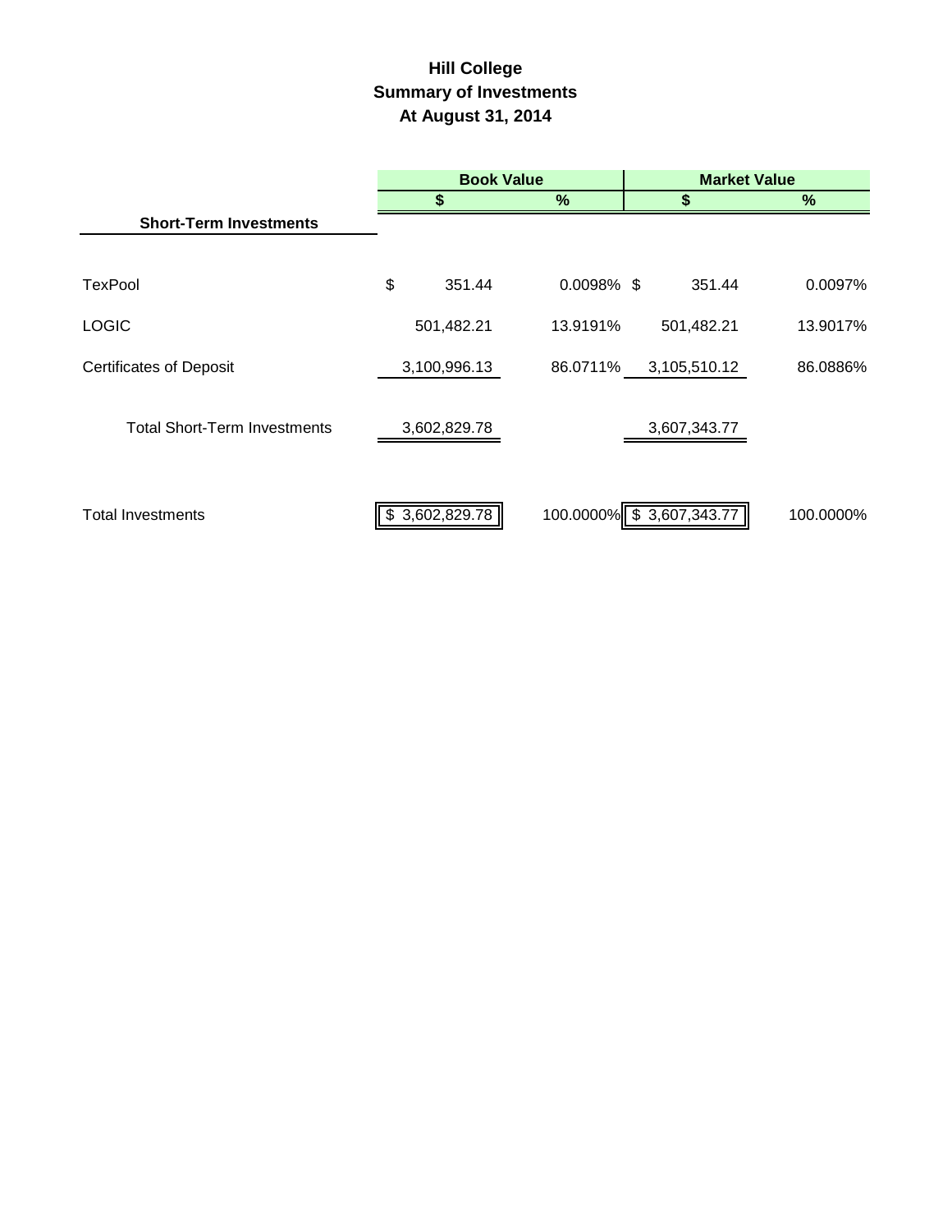# Hill College
## Summary of Investments
## At August 31, 2014

| Short-Term Investments | Book Value | | Market Value | |
|---|---|---|---|---|
| | $ | % | $ | % |
| TexPool | $ 351.44 | 0.0098% | $ 351.44 | 0.0097% |
| LOGIC | 501,482.21 | 13.9191% | 501,482.21 | 13.9017% |
| Certificates of Deposit | 3,100,996.13 | 86.0711% | 3,105,510.12 | 86.0886% |
| Total Short-Term Investments | 3,602,829.78 | | 3,607,343.77 | |
| Total Investments | $ 3,602,829.78 | 100.0000% | $ 3,607,343.77 | 100.0000% |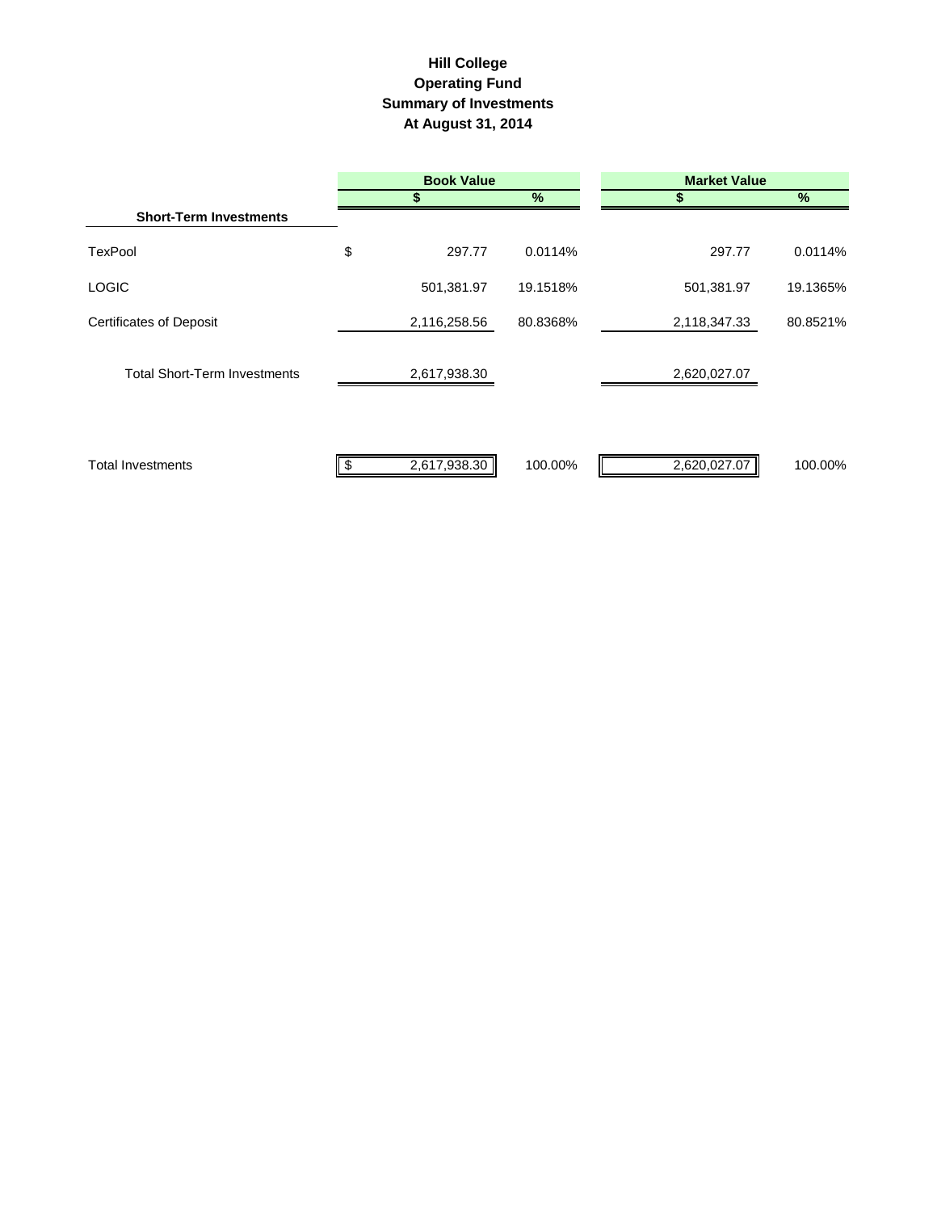# Hill College
## Operating Fund
## Summary of Investments
## At August 31, 2014

| | Book Value | | Market Value | |
|---|---|---|---|---|
| | $ | % | $ | % |
| **Short-Term Investments** | | | | |
| TexPool | $ 297.77 | 0.0114% | 297.77 | 0.0114% |
| LOGIC | 501,381.97 | 19.1518% | 501,381.97 | 19.1365% |
| Certificates of Deposit | 2,116,258.56 | 80.8368% | 2,118,347.33 | 80.8521% |
| Total Short-Term Investments | 2,617,938.30 | | 2,620,027.07 | |
| Total Investments | $ 2,617,938.30 | 100.00% | 2,620,027.07 | 100.00% |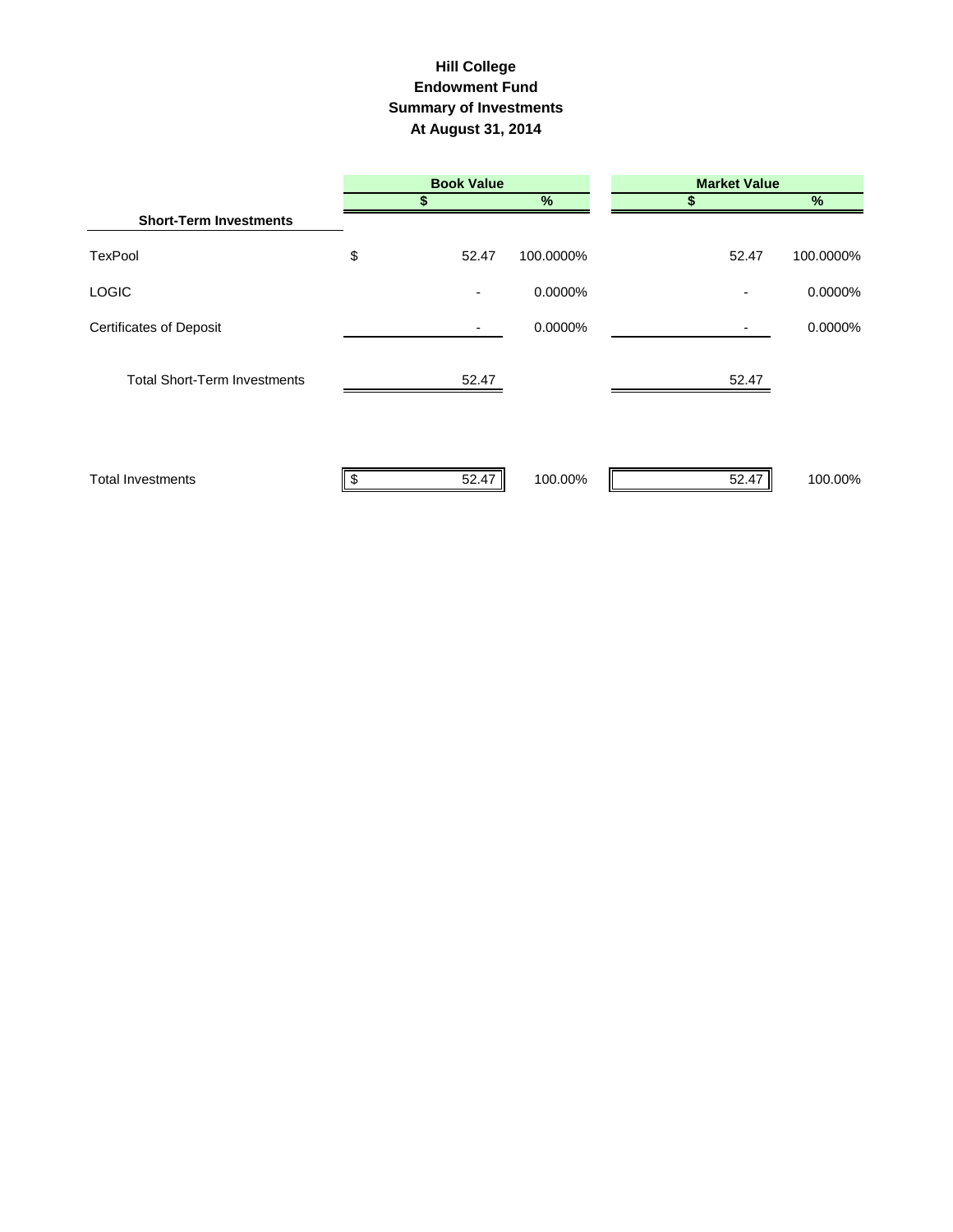# Hill College
## Endowment Fund
## Summary of Investments
## At August 31, 2014

| | Book Value | | Market Value | |
|---|---|---|---|---|
| | $ | % | $ | % |
| **Short-Term Investments** | | | | |
| TexPool | $ 52.47 | 100.0000% | 52.47 | 100.0000% |
| LOGIC | - | 0.0000% | - | 0.0000% |
| Certificates of Deposit | - | 0.0000% | - | 0.0000% |
| Total Short-Term Investments | 52.47 | | 52.47 | |
| Total Investments | $ 52.47 | 100.00% | 52.47 | 100.00% |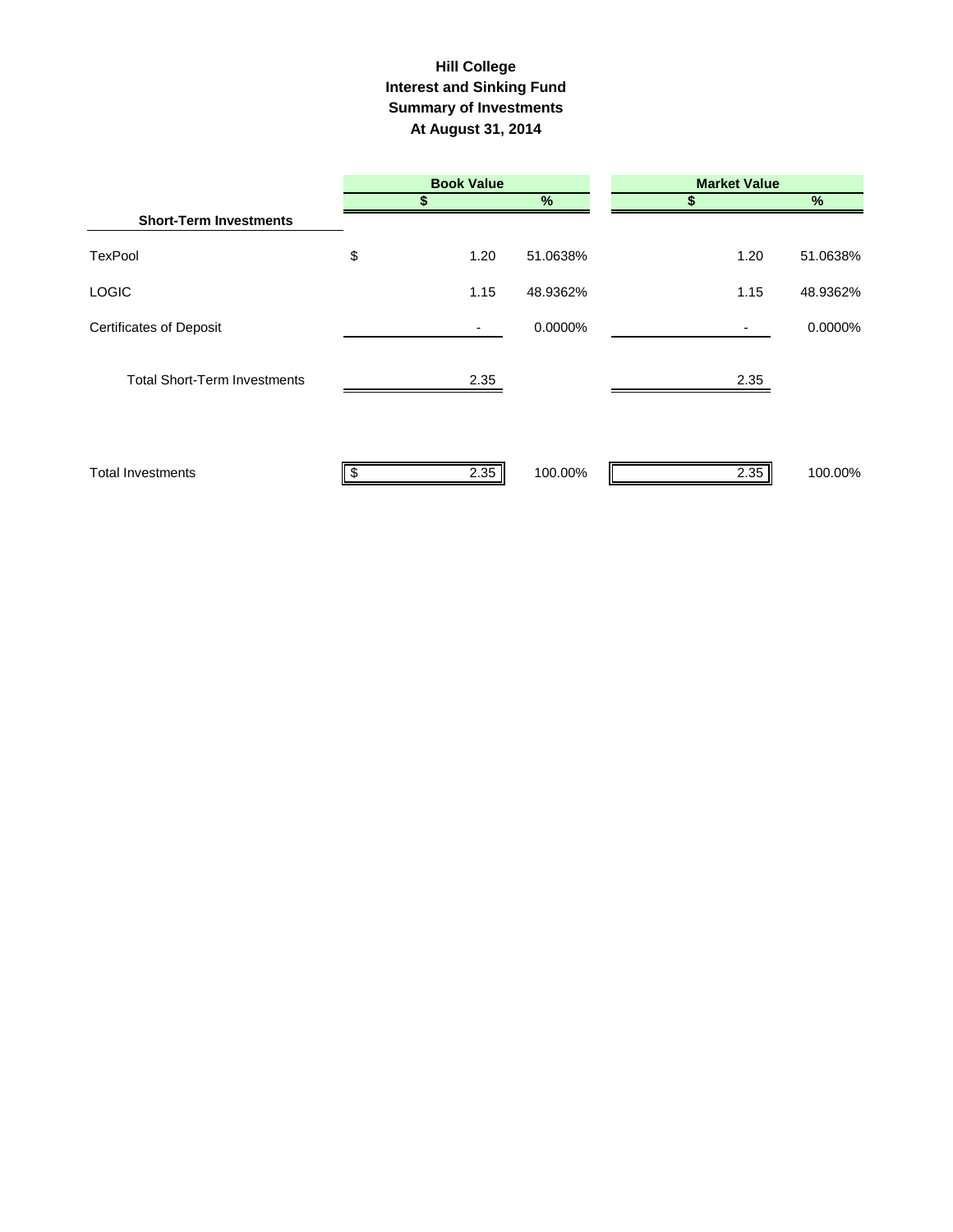# Hill College
## Interest and Sinking Fund
## Summary of Investments
## At August 31, 2014

| | Book Value | | Market Value | |
|---|---|---|---|---|
| | $ | % | $ | % |
| **Short-Term Investments** | | | | |
| TexPool | $ 1.20 | 51.0638% | 1.20 | 51.0638% |
| LOGIC | 1.15 | 48.9362% | 1.15 | 48.9362% |
| Certificates of Deposit | - | 0.0000% | - | 0.0000% |
| Total Short-Term Investments | 2.35 | | 2.35 | |
| Total Investments | $ 2.35 | 100.00% | 2.35 | 100.00% |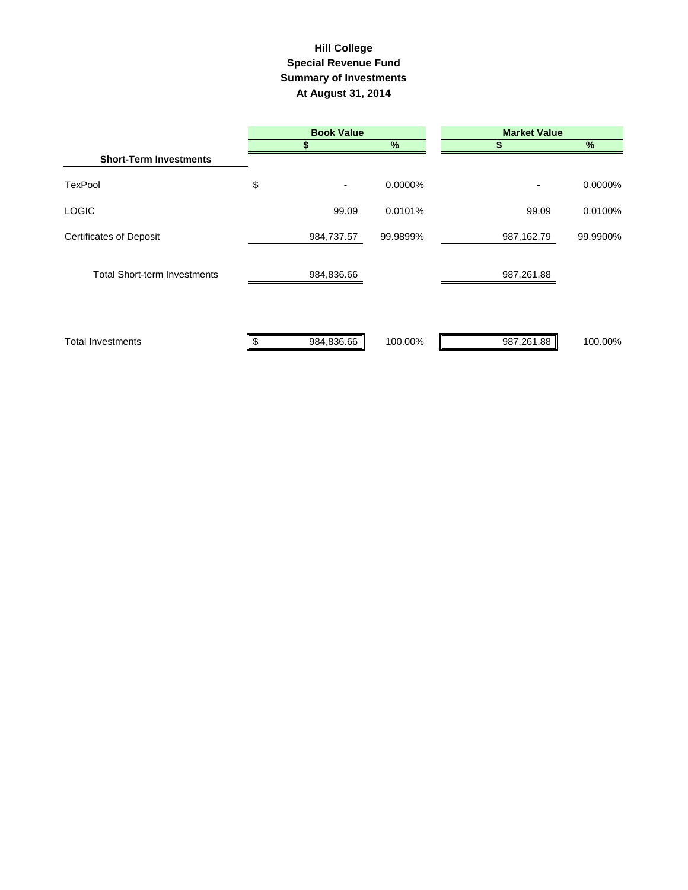# Hill College
## Special Revenue Fund
## Summary of Investments
## At August 31, 2014

| | Book Value | | Market Value | |
|---|---|---|---|---|
| | $ | % | $ | % |
| **Short-Term Investments** | | | | |
| TexPool | $ - | 0.0000% | - | 0.0000% |
| LOGIC | 99.09 | 0.0101% | 99.09 | 0.0100% |
| Certificates of Deposit | 984,737.57 | 99.9899% | 987,162.79 | 99.9900% |
| Total Short-term Investments | 984,836.66 | | 987,261.88 | |
| Total Investments | $ 984,836.66 | 100.00% | 987,261.88 | 100.00% |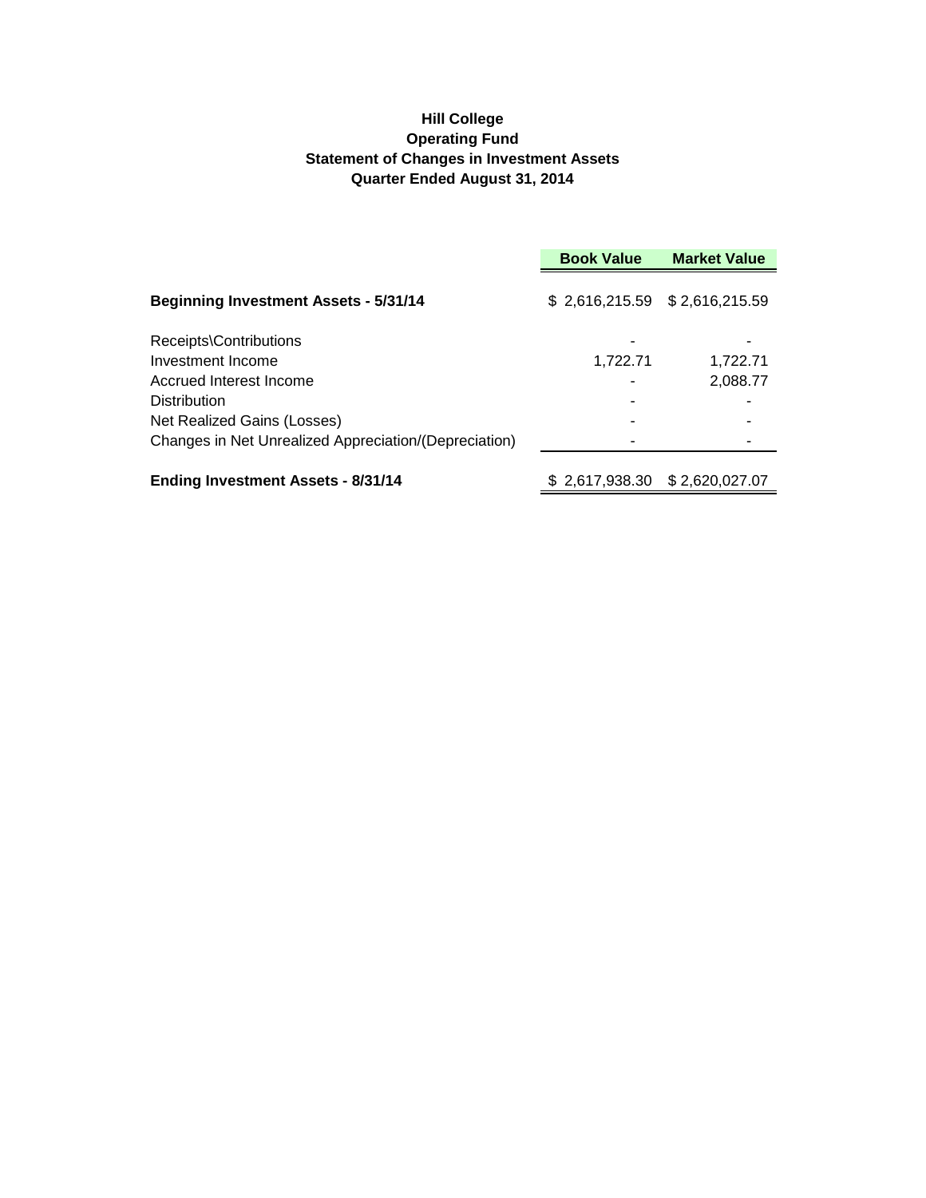# Hill College
## Operating Fund
## Statement of Changes in Investment Assets
## Quarter Ended August 31, 2014

| | Book Value | Market Value |
|---|---|---|
| **Beginning Investment Assets - 5/31/14** | $ 2,616,215.59 | $ 2,616,215.59 |
| Receipts\Contributions | - | - |
| Investment Income | 1,722.71 | 1,722.71 |
| Accrued Interest Income | - | 2,088.77 |
| Distribution | - | - |
| Net Realized Gains (Losses) | - | - |
| Changes in Net Unrealized Appreciation/(Depreciation) | - | - |
| **Ending Investment Assets - 8/31/14** | $ 2,617,938.30 | $ 2,620,027.07 |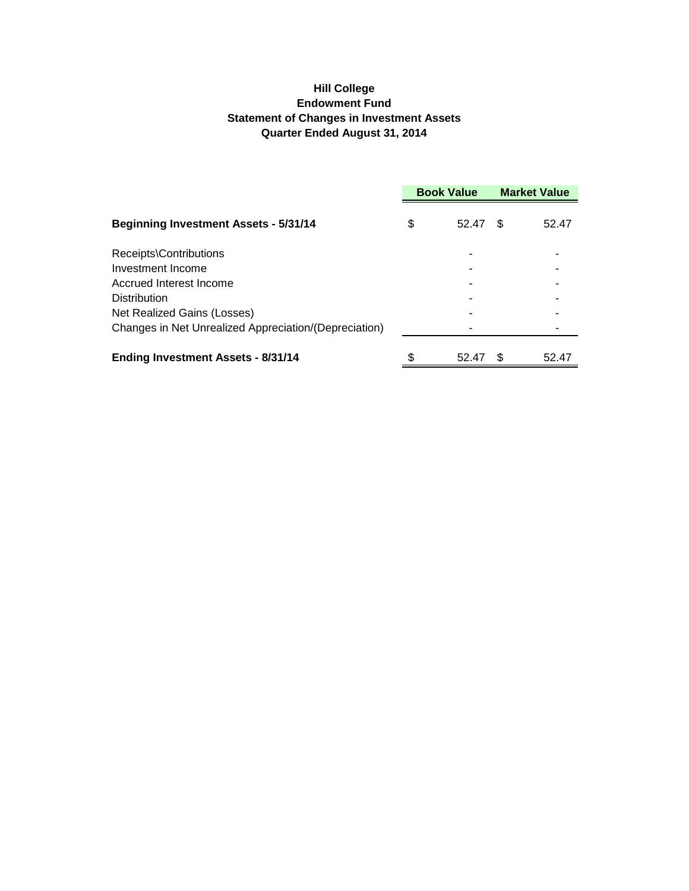**Hill College**
**Endowment Fund**
**Statement of Changes in Investment Assets**
**Quarter Ended August 31, 2014**

| | Book Value | Market Value |
|---|---|---|
| **Beginning Investment Assets - 5/31/14** | $ 52.47 | $ 52.47 |
| Receipts\Contributions | - | - |
| Investment Income | - | - |
| Accrued Interest Income | - | - |
| Distribution | - | - |
| Net Realized Gains (Losses) | - | - |
| Changes in Net Unrealized Appreciation/(Depreciation) | - | - |
| **Ending Investment Assets - 8/31/14** | $ 52.47 | $ 52.47 |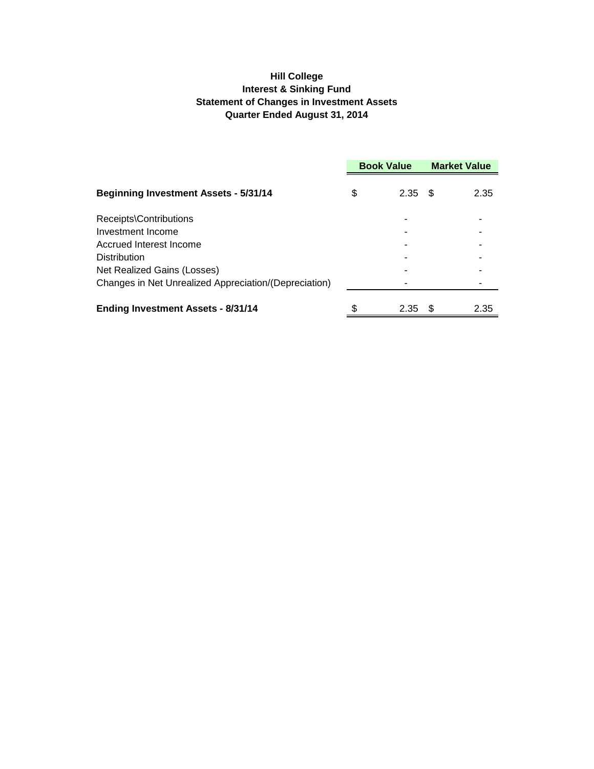**Hill College**
**Interest & Sinking Fund**
**Statement of Changes in Investment Assets**
**Quarter Ended August 31, 2014**

| | Book Value | Market Value |
|---|---|---|
| **Beginning Investment Assets - 5/31/14** | $ 2.35 | $ 2.35 |
| Receipts\Contributions | - | - |
| Investment Income | - | - |
| Accrued Interest Income | - | - |
| Distribution | - | - |
| Net Realized Gains (Losses) | - | - |
| Changes in Net Unrealized Appreciation/(Depreciation) | - | - |
| **Ending Investment Assets - 8/31/14** | $ 2.35 | $ 2.35 |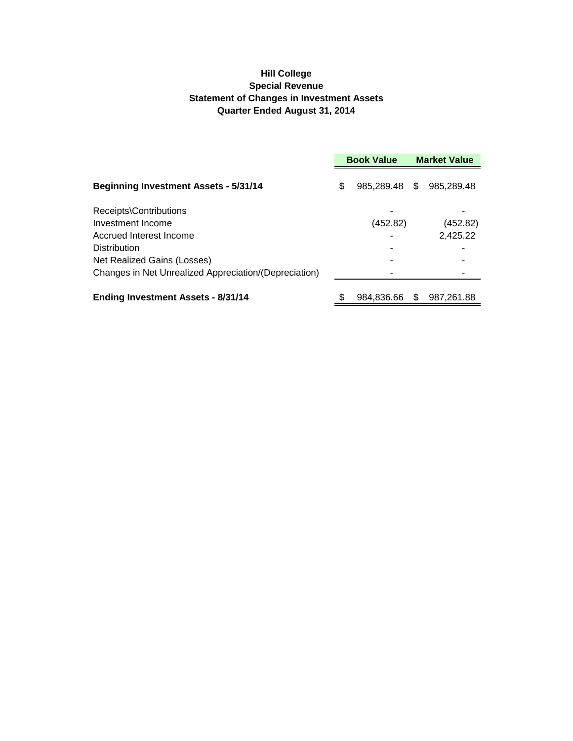**Hill College**
**Special Revenue**
**Statement of Changes in Investment Assets**
**Quarter Ended August 31, 2014**

| | Book Value | Market Value |
|---|---|---|
| **Beginning Investment Assets - 5/31/14** | $ 985,289.48 | $ 985,289.48 |
| Receipts\Contributions | - | - |
| Investment Income | (452.82) | (452.82) |
| Accrued Interest Income | - | 2,425.22 |
| Distribution | - | - |
| Net Realized Gains (Losses) | - | - |
| Changes in Net Unrealized Appreciation/(Depreciation) | - | - |
| **Ending Investment Assets - 8/31/14** | $ 984,836.66 | $ 987,261.88 |